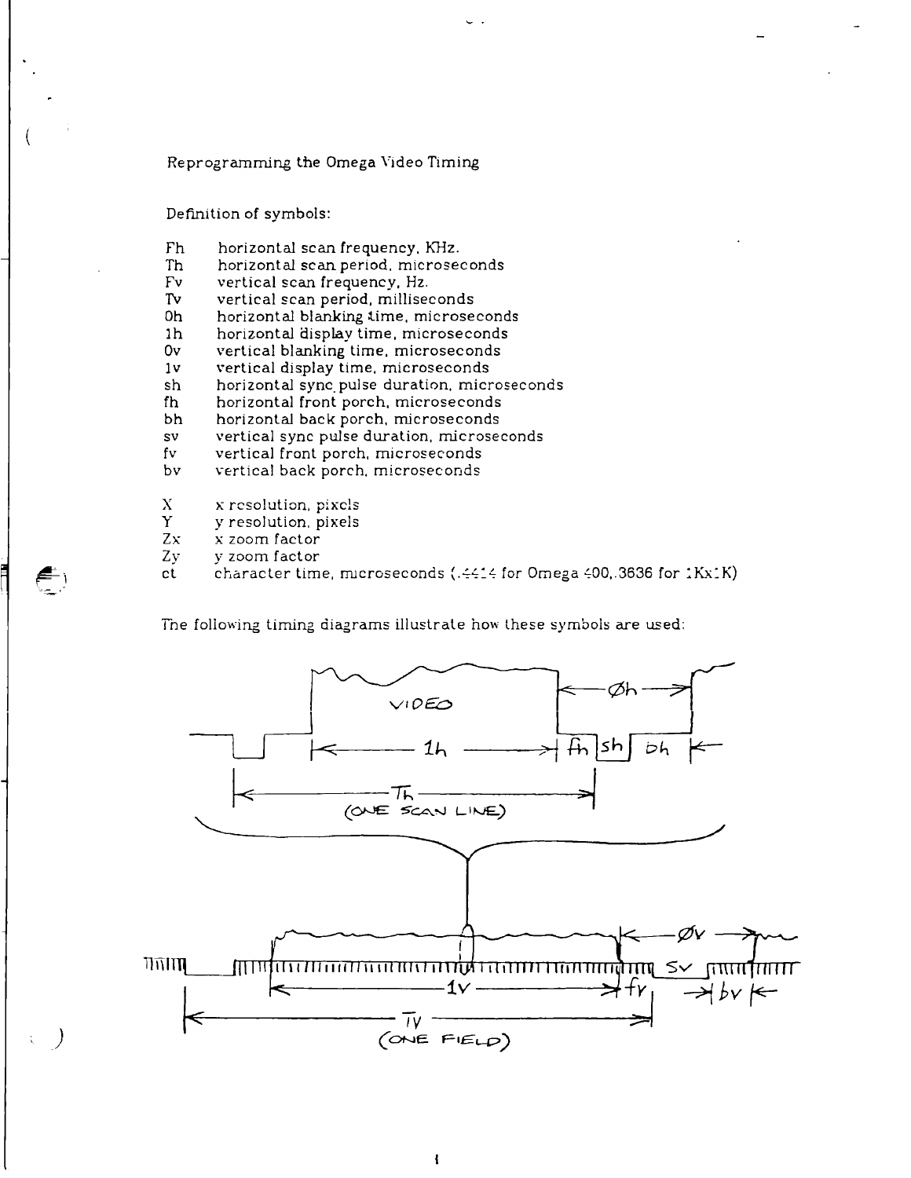# Reprogramming the Omega Video Timing

Definition of symbols:

| | |
|---|---|
| Fh | horizontal scan frequency, KHz. |
| Th | horizontal scan period, microseconds |
| Fv | vertical scan frequency, Hz. |
| Tv | vertical scan period, milliseconds |
| 0h | horizontal blanking time, microseconds |
| 1h | horizontal display time, microseconds |
| 0v | vertical blanking time, microseconds |
| 1v | vertical display time, microseconds |
| sh | horizontal sync pulse duration, microseconds |
| fh | horizontal front porch, microseconds |
| bh | horizontal back porch, microseconds |
| sv | vertical sync pulse duration, microseconds |
| fv | vertical front porch, microseconds |
| bv | vertical back porch, microseconds |

| | |
|---|---|
| X | x resolution, pixels |
| Y | y resolution, pixels |
| Zx | x zoom factor |
| Zy | y zoom factor |
| ct | character time, microseconds (.4414 for Omega 400, .3636 for 1Kx1K) |

The following timing diagrams illustrate how these symbols are used:

VIDEO — Øh — 1h — fh | sh | bh — Th (ONE SCAN LINE)

Øv — 1v — fv | Sv | bv — TV (ONE FIELD)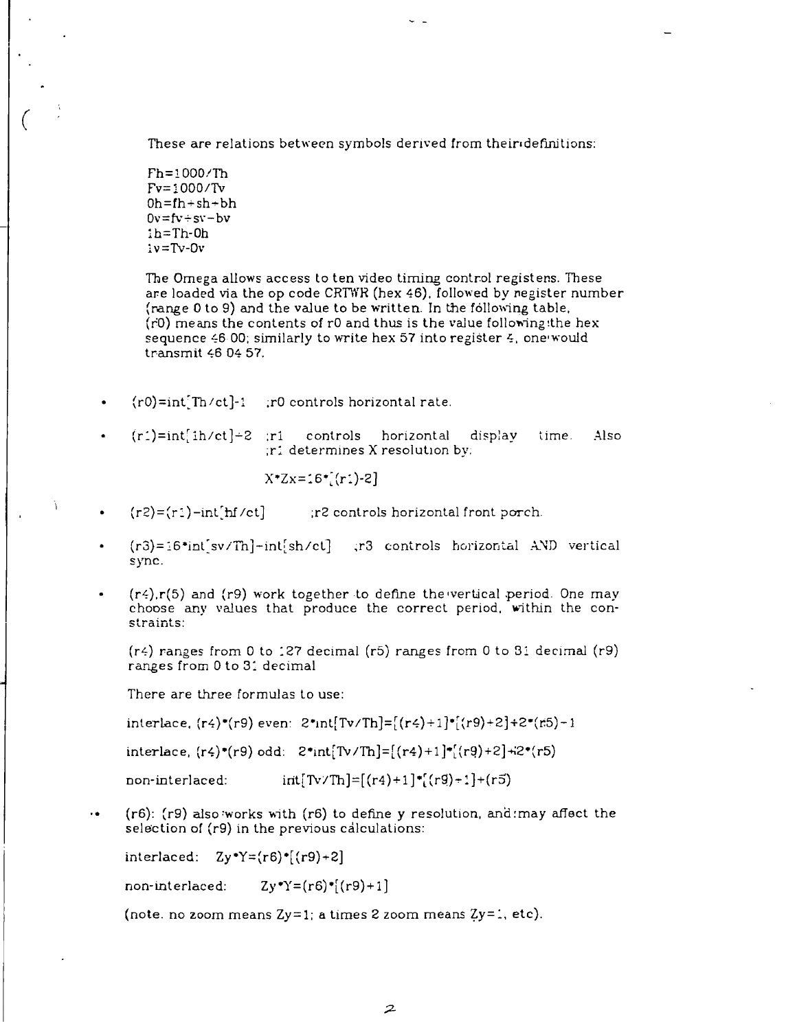These are relations between symbols derived from their definitions:

$Fh=1000/Th$
$Fv=1000/Tv$
$0h=fh+sh+bh$
$0v=fv+sv+bv$
$1h=Th-0h$
$1v=Tv-0v$

The Omega allows access to ten video timing control registers. These are loaded via the op code CRTWR (hex 46), followed by register number (range 0 to 9) and the value to be written. In the following table, (r0) means the contents of r0 and thus is the value following the hex sequence 46 00; similarly to write hex 57 into register 4, one would transmit 46 04 57.

- (r0)=int[Th/ct]-1 ;r0 controls horizontal rate.
- (r1)=int[1h/ct]+2 ;r1 controls horizontal display time. Also ;r1 determines X resolution by:

  X*Zx=16*[(r1)-2]

- (r2)=(r1)-int[hf/ct] ;r2 controls horizontal front porch.
- (r3)=16*int[sv/Th]-int[sh/ct] ;r3 controls horizontal AND vertical sync.
- (r4),r(5) and (r9) work together to define the vertical period. One may choose any values that produce the correct period, within the constraints:

  (r4) ranges from 0 to 127 decimal (r5) ranges from 0 to 31 decimal (r9) ranges from 0 to 31 decimal

  There are three formulas to use:

  interlace, (r4)*(r9) even: 2*int[Tv/Th]=[(r4)+1]*[(r9)+2]+2*(r5)-1

  interlace, (r4)*(r9) odd: 2*int[Tv/Th]=[(r4)+1]*[(r9)+2]+2*(r5)

  non-interlaced: int[Tv/Th]=[(r4)+1]*[(r9)+1]+(r5)

- (r6): (r9) also works with (r6) to define y resolution, and may affect the selection of (r9) in the previous calculations:

  interlaced: Zy*Y=(r6)*[(r9)+2]

  non-interlaced: Zy*Y=(r6)*[(r9)+1]

  (note. no zoom means Zy=1; a times 2 zoom means Zy=2, etc).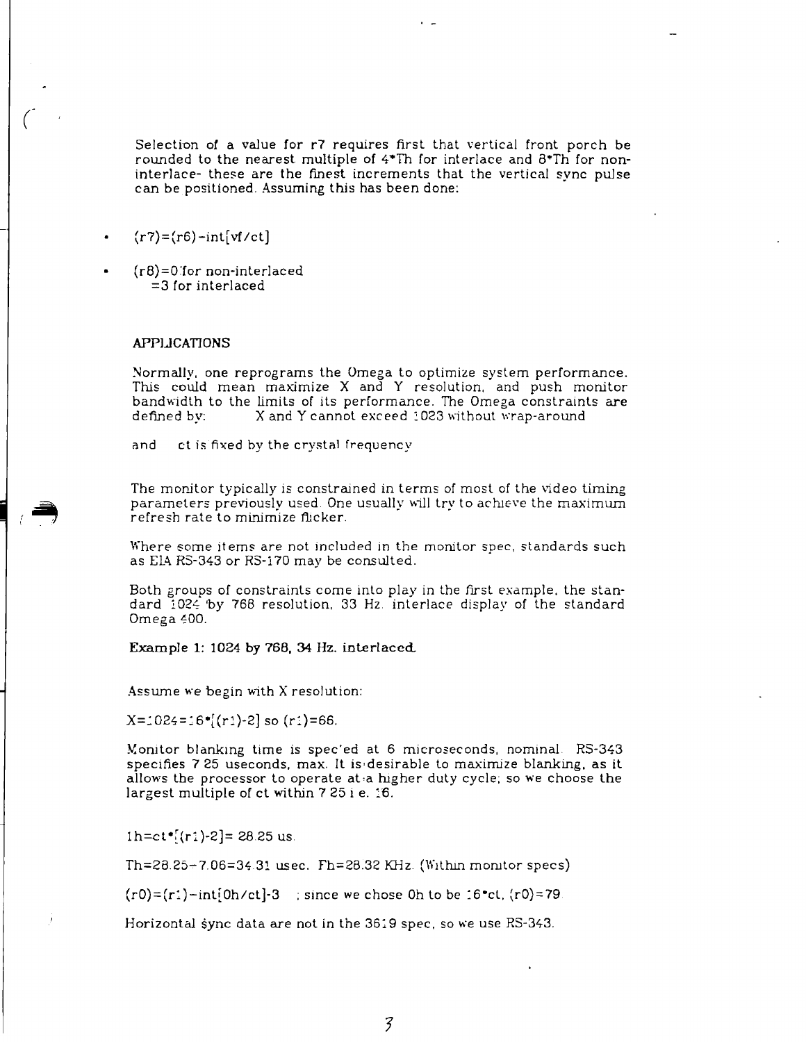Selection of a value for r7 requires first that vertical front porch be rounded to the nearest multiple of 4*Th for interlace and 8*Th for non-interlace- these are the finest increments that the vertical sync pulse can be positioned. Assuming this has been done:

- (r7)=(r6)-int[vf/ct]
- (r8)=0 for non-interlaced
  =3 for interlaced

## APPLICATIONS

Normally, one reprograms the Omega to optimize system performance. This could mean maximize X and Y resolution, and push monitor bandwidth to the limits of its performance. The Omega constraints are defined by: X and Y cannot exceed 1023 without wrap-around

and ct is fixed by the crystal frequency

The monitor typically is constrained in terms of most of the video timing parameters previously used. One usually will try to achieve the maximum refresh rate to minimize flicker.

Where some items are not included in the monitor spec, standards such as EIA RS-343 or RS-170 may be consulted.

Both groups of constraints come into play in the first example, the standard 1024 by 768 resolution, 33 Hz. interlace display of the standard Omega 400.

**Example 1: 1024 by 768, 34 Hz. interlaced.**

Assume we begin with X resolution:

X=1024=16*[(r1)-2] so (r1)=66.

Monitor blanking time is spec'ed at 6 microseconds, nominal. RS-343 specifies 7.25 useconds, max. It is desirable to maximize blanking, as it allows the processor to operate at a higher duty cycle; so we choose the largest multiple of ct within 7.25 i.e. 16.

1h=ct*[(r1)-2]= 28.25 us.

Th=28.25+7.06=34.31 usec. Fh=28.32 KHz. (Within monitor specs)

(r0)=(r1)-int[Oh/ct]-3 ; since we chose Oh to be 16*ct, (r0)=79

Horizontal sync data are not in the 3619 spec, so we use RS-343.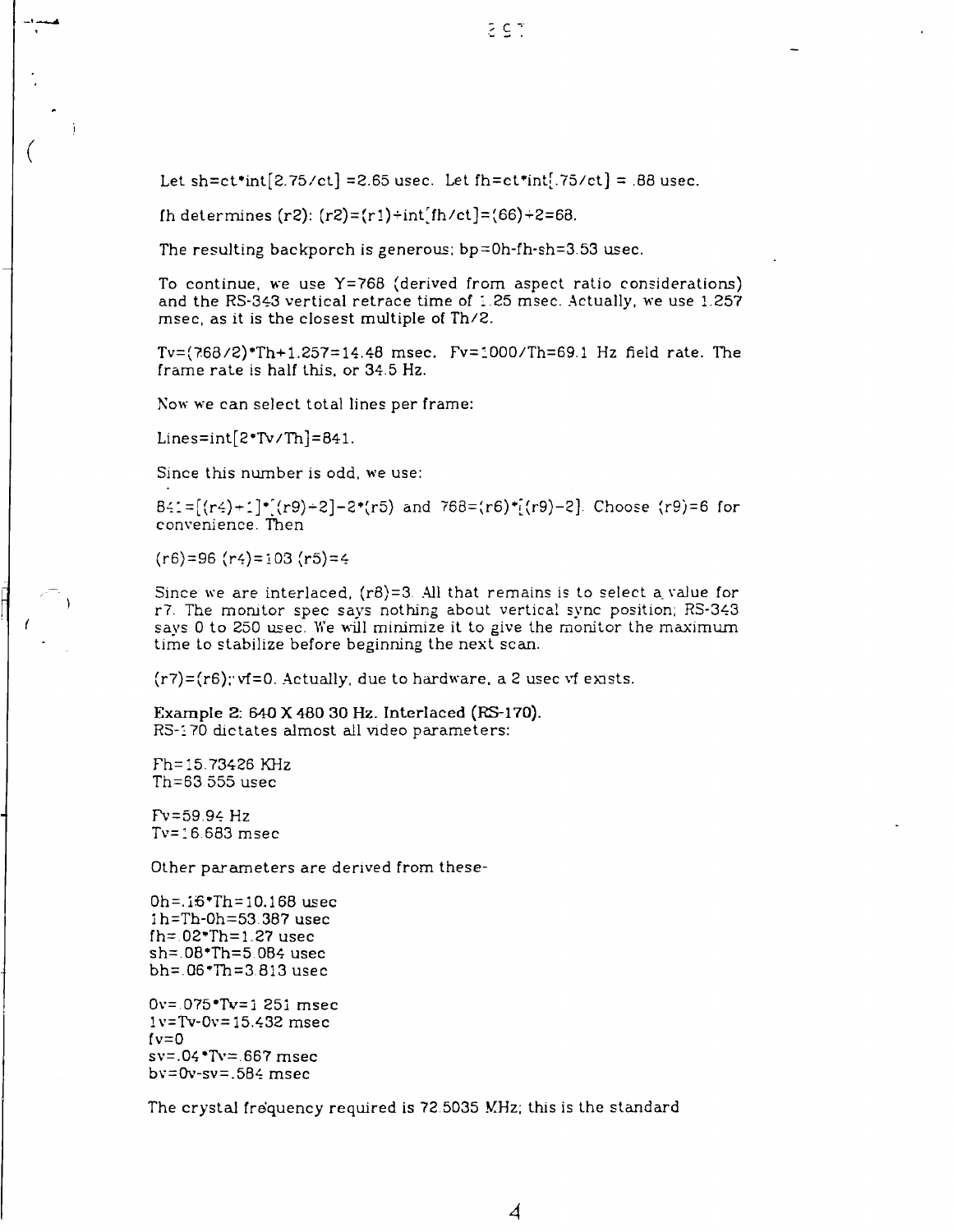Let $sh=ct*int[2.75/ct] = 2.65$ usec. Let $fh=ct*int[.75/ct] = .88$ usec.

fh determines (r2): $(r2)=(r1)+int[fh/ct]=(66)+2=68$.

The resulting backporch is generous; $bp=0h-fh-sh=3.53$ usec.

To continue, we use $Y=768$ (derived from aspect ratio considerations) and the RS-343 vertical retrace time of 1.25 msec. Actually, we use 1.257 msec, as it is the closest multiple of Th/2.

$Tv=(768/2)*Th+1.257=14.48$ msec. $Fv=1000/Th=69.1$ Hz field rate. The frame rate is half this, or 34.5 Hz.

Now we can select total lines per frame:

$Lines=int[2*Tv/Th]=841$.

Since this number is odd, we use:

$841=[(r4)+1]*[(r9)+2]-2*(r5)$ and $768=(r6)*[(r9)-2]$. Choose $(r9)=6$ for convenience. Then

$(r6)=96$ $(r4)=103$ $(r5)=4$

Since we are interlaced, $(r8)=3$. All that remains is to select a value for r7. The monitor spec says nothing about vertical sync position; RS-343 says 0 to 250 usec. We will minimize it to give the monitor the maximum time to stabilize before beginning the next scan.

$(r7)=(r6)$; $vf=0$. Actually, due to hardware, a 2 usec vf exists.

**Example 2: 640 X 480 30 Hz. Interlaced (RS-170).**
RS-170 dictates almost all video parameters:

$Fh=15.73426$ KHz
$Th=63.555$ usec

$Fv=59.94$ Hz
$Tv=16.683$ msec

Other parameters are derived from these-

$0h=.16*Th=10.168$ usec
$1h=Th-0h=53.387$ usec
$fh=.02*Th=1.27$ usec
$sh=.08*Th=5.084$ usec
$bh=.06*Th=3.813$ usec

$0v=.075*Tv=1.251$ msec
$1v=Tv-0v=15.432$ msec
$fv=0$
$sv=.04*Tv=.667$ msec
$bv=0v-sv=.584$ msec

The crystal frequency required is 72.5035 MHz; this is the standard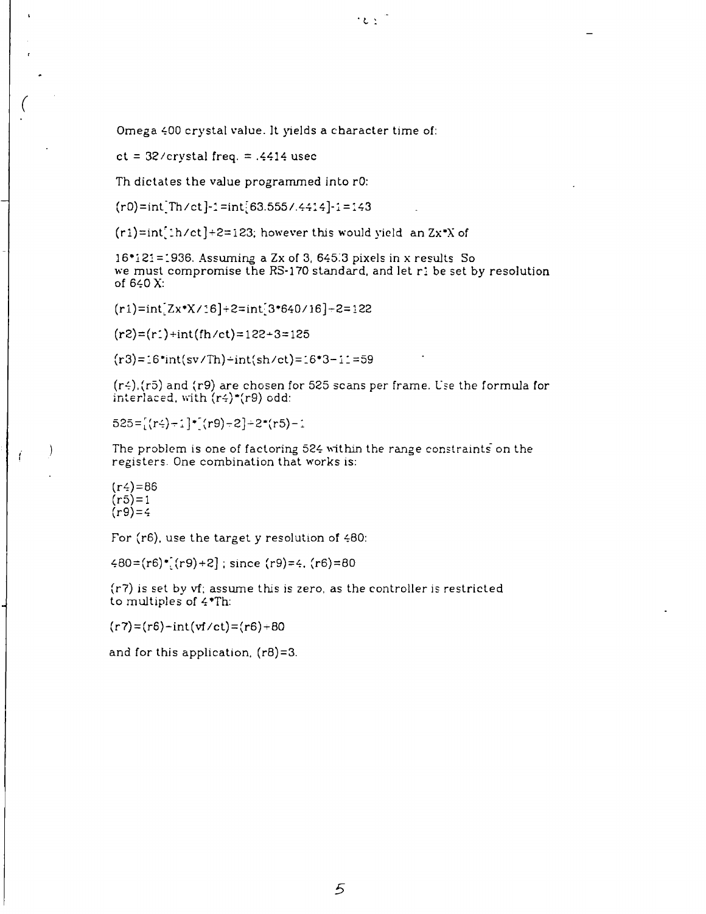Omega 400 crystal value. It yields a character time of:

$ct = 32/\text{crystal freq.} = .4414$ usec

Th dictates the value programmed into r0:

$(r0)=\text{int}[Th/ct]-1=\text{int}[63.555/.4414]-1=143$

$(r1)=\text{int}[th/ct]+2=123$; however this would yield an Zx*X of

16*121=1936. Assuming a Zx of 3, 645.3 pixels in x results So we must compromise the RS-170 standard, and let r1 be set by resolution of 640 X:

$(r1)=\text{int}[Zx*X/16]+2=\text{int}[3*640/16]+2=122$

$(r2)=(r1)+\text{int}(fh/ct)=122+3=125$

$(r3)=16*\text{int}(sv/Th)+\text{int}(sh/ct)=16*3-11=59$

(r4),(r5) and (r9) are chosen for 525 scans per frame. Use the formula for interlaced, with (r4)*(r9) odd:

$525=[(r4)+1]*[(r9)+2]+2*(r5)-1$

The problem is one of factoring 524 within the range constraints on the registers. One combination that works is:

(r4)=86
(r5)=1
(r9)=4

For (r6), use the target y resolution of 480:

$480=(r6)*[(r9)+2]$ ; since (r9)=4, (r6)=80

(r7) is set by vf; assume this is zero, as the controller is restricted to multiples of 4*Th:

$(r7)=(r6)-\text{int}(vf/ct)=(r6)+80$

and for this application, (r8)=3.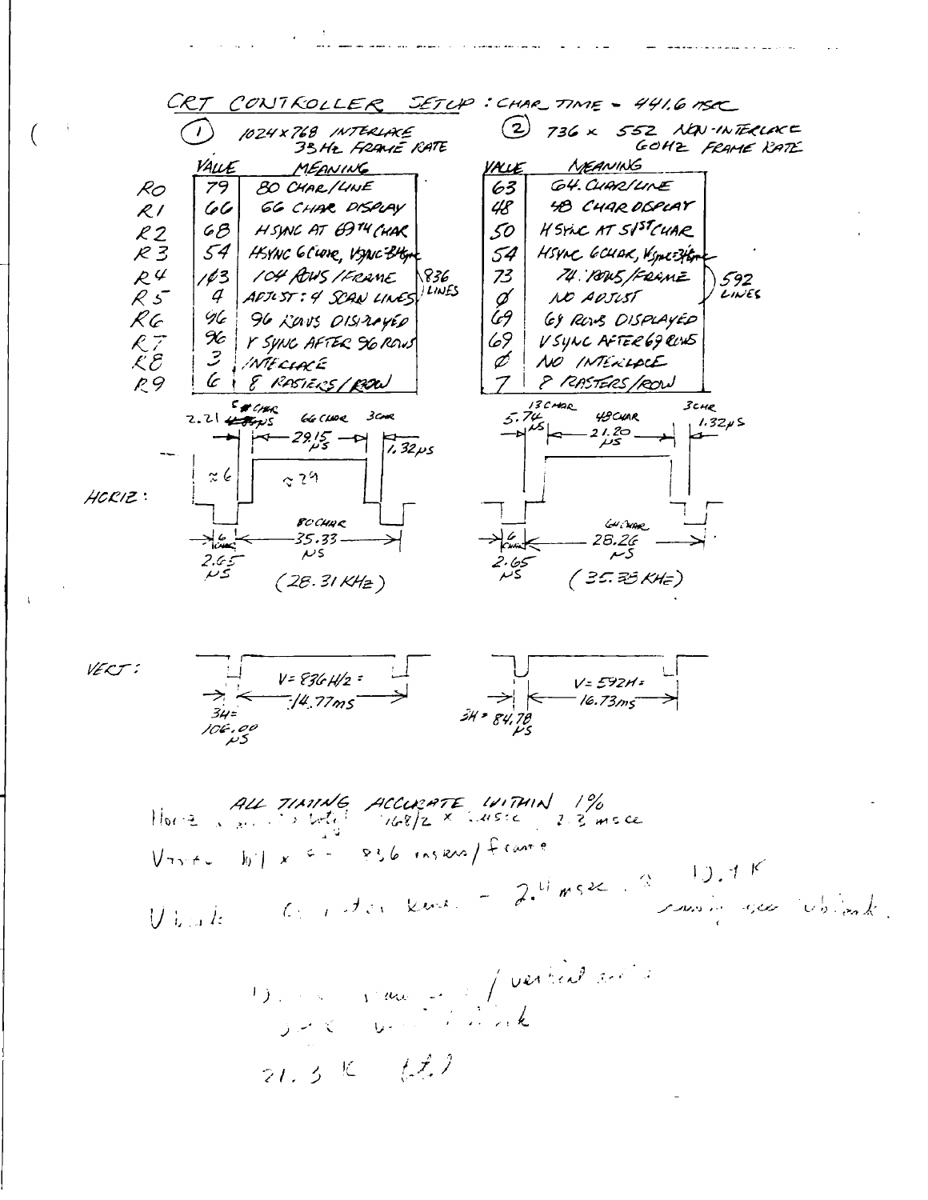## CRT CONTROLLER SETUP : CHAR TIME = 441.6 nSEC

**(1) 1024 x 768 INTERLACE, 33Hz FRAME RATE**

| | VALUE | MEANING |
|---|---|---|
| R0 | 79 | 80 CHAR/LINE |
| R1 | 66 | 66 CHAR DISPLAY |
| R2 | 68 | HSYNC AT 69TH CHAR |
| R3 | 54 | HSYNC 6 CHAR, VSYNC 3 Hsync |
| R4 | 103 | 104 ROWS/FRAME (836 LINES) |
| R5 | 4 | ADJUST: 4 SCAN LINES |
| R6 | 96 | 96 ROWS DISPLAYED |
| R7 | 96 | V SYNC AFTER 96 ROWS |
| R8 | 3 | INTERLACE |
| R9 | 6 | 8 RASTERS/ROW |

**(2) 736 x 552 NON-INTERLACE, 60Hz FRAME RATE**

| | VALUE | MEANING |
|---|---|---|
| R0 | 63 | 64 CHAR/LINE |
| R1 | 48 | 48 CHAR DISPLAY |
| R2 | 50 | H SYNC AT 51ST CHAR |
| R3 | 54 | HSYNC 6 CHAR, Vsync 3 Hsync |
| R4 | 73 | 74 ROWS/FRAME (592 LINES) |
| R5 | 0 | NO ADJUST |
| R6 | 69 | 69 ROWS DISPLAYED |
| R7 | 69 | V SYNC AFTER 69 ROWS |
| R8 | 0 | NO INTERLACE |
| R9 | 7 | 8 RASTERS/ROW |

**HORIZ:**

(1) 5 CHAR 2.21 μS; 66 CHAR 29.15 μS; 3 CHAR 1.32 μS; ≈ 6; ≈ 29; 6 CHAR 2.65 μS; 80 CHAR 35.33 μS (28.31 KHz)

(2) 13 CHAR 5.74 μS; 48 CHAR 21.20 μS; 3 CHR 1.32 μS; 6 CHAR 2.65 μS; 64 CHAR 28.26 μS (35.35 KHz)

**VERT:**

(1) V = 836H/2 = 14.77ms; 3H = 106.00 μS

(2) V = 592H = 16.73ms; 3H = 84.78 μS

ALL TIMING ACCURATE WITHIN 1%

Horiz ... 168/2 × ... 2.3 msec

Vert ... × ... 836 rasters/frame

V blank ... 2.4 msec ... 10.4 K ... vblank.

... / vertical ... blank

21.3 K ...